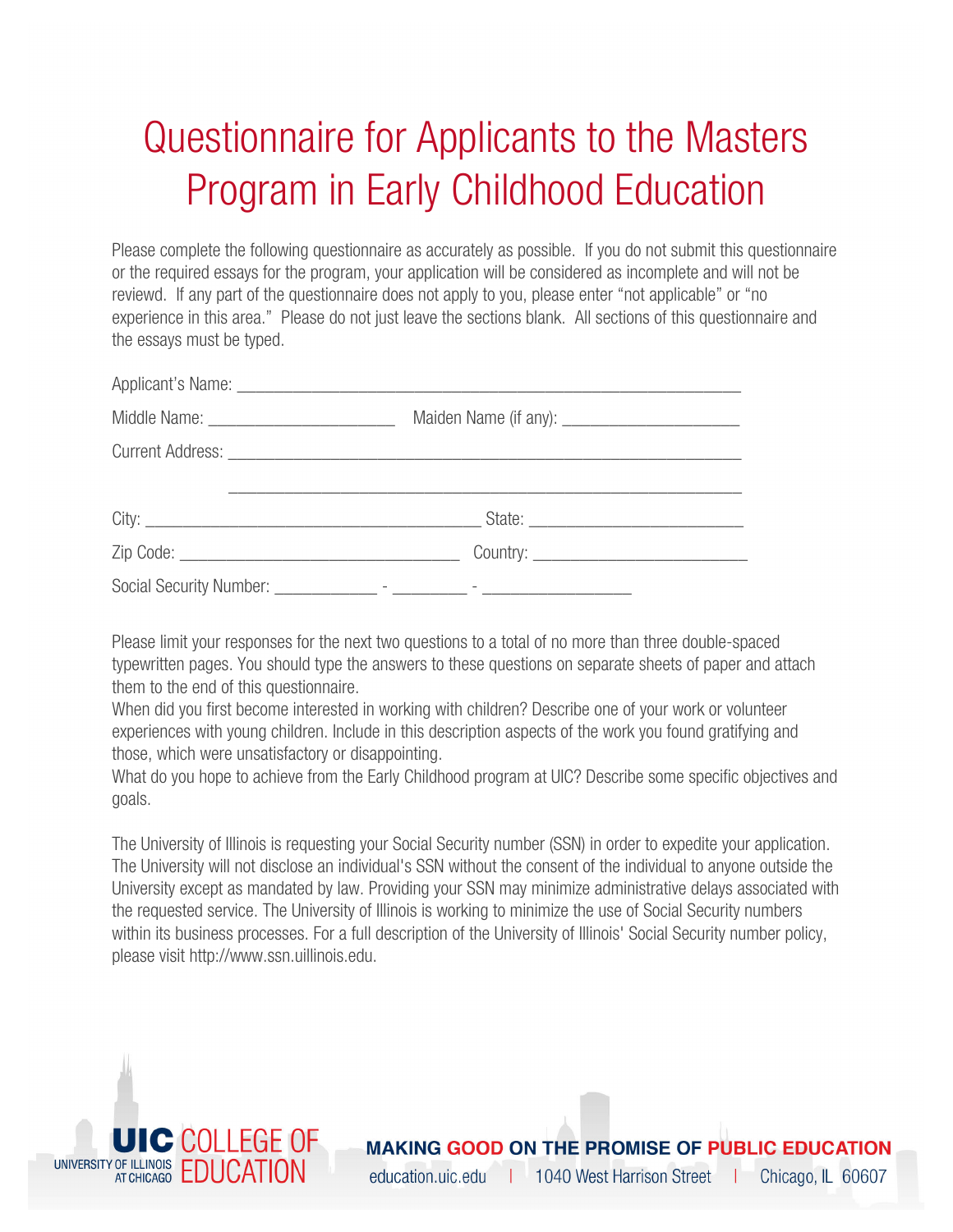# Questionnaire for Applicants to the Masters Program in Early Childhood Education

Please complete the following questionnaire as accurately as possible. If you do not submit this questionnaire or the required essays for the program, your application will be considered as incomplete and will not be reviewd. If any part of the questionnaire does not apply to you, please enter "not applicable" or "no experience in this area." Please do not just leave the sections blank. All sections of this questionnaire and the essays must be typed.

Applicant's Name: ___________________________________________________________

Middle Name: ______________________ Maiden Name (if any): ____________________

Current Address: ______________________________________________________________

______________________________________________________________

City: ________________________________________ State: ________________________

Zip Code: __________________________________ Country: ________________________

Social Security Number: ____________ - _________ - _________________

Please limit your responses for the next two questions to a total of no more than three double-spaced typewritten pages. You should type the answers to these questions on separate sheets of paper and attach them to the end of this questionnaire.

When did you first become interested in working with children? Describe one of your work or volunteer experiences with young children. Include in this description aspects of the work you found gratifying and those, which were unsatisfactory or disappointing.

What do you hope to achieve from the Early Childhood program at UIC? Describe some specific objectives and goals.

The University of Illinois is requesting your Social Security number (SSN) in order to expedite your application. The University will not disclose an individual's SSN without the consent of the individual to anyone outside the University except as mandated by law. Providing your SSN may minimize administrative delays associated with the requested service. The University of Illinois is working to minimize the use of Social Security numbers within its business processes. For a full description of the University of Illinois' Social Security number policy, please visit http://www.ssn.uillinois.edu.

UIC UNIVERSITY OF ILLINOIS AT CHICAGO COLLEGE OF EDUCATION

MAKING GOOD ON THE PROMISE OF PUBLIC EDUCATION

education.uic.edu | 1040 West Harrison Street | Chicago, IL 60607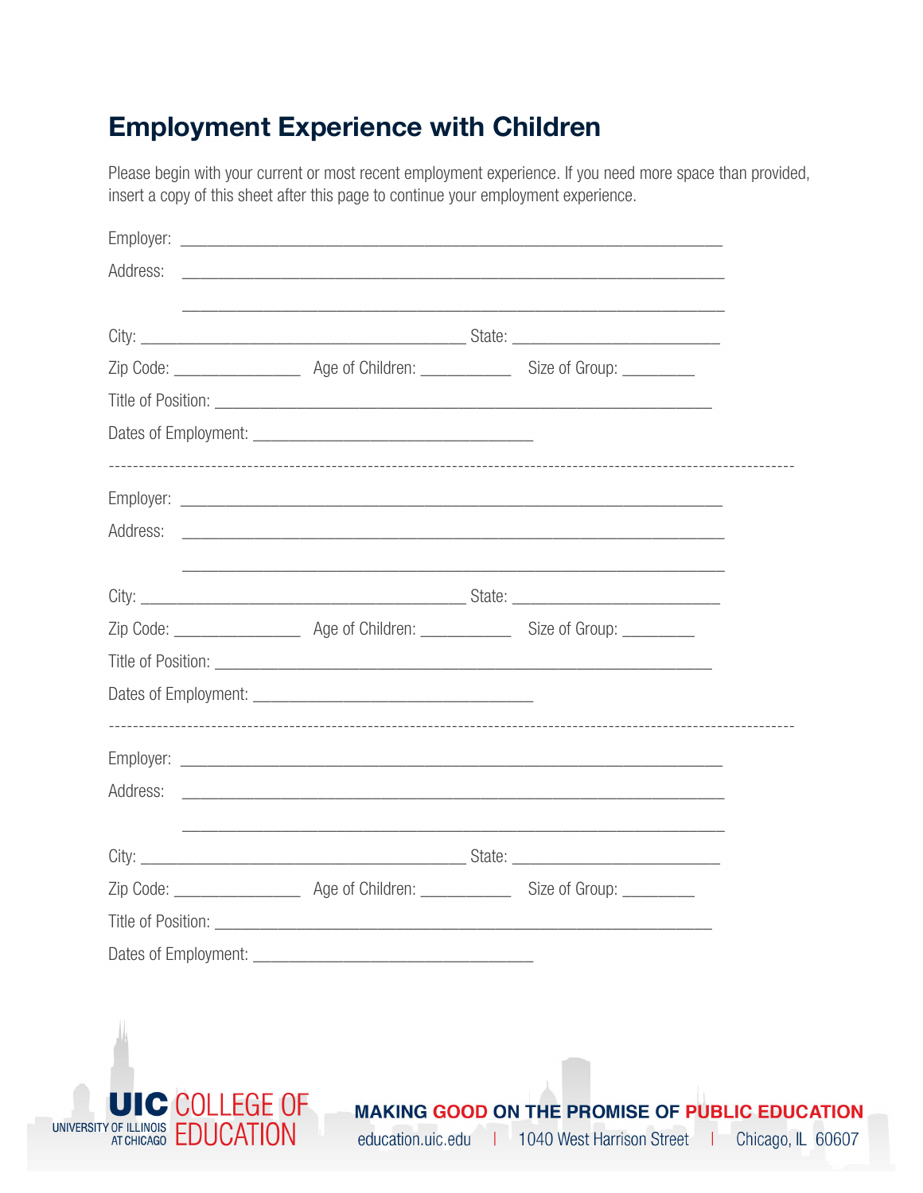# Employment Experience with Children

Please begin with your current or most recent employment experience. If you need more space than provided, insert a copy of this sheet after this page to continue your employment experience.

Employer: ___________________________________________________________

Address: ___________________________________________________________

___________________________________________________________

City: _____________________________________ State: ________________________

Zip Code: ______________ Age of Children: __________ Size of Group: ________

Title of Position: _________________________________________________________

Dates of Employment: ________________________________

---

Employer: ___________________________________________________________

Address: ___________________________________________________________

___________________________________________________________

City: _____________________________________ State: ________________________

Zip Code: ______________ Age of Children: __________ Size of Group: ________

Title of Position: _________________________________________________________

Dates of Employment: ________________________________

---

Employer: ___________________________________________________________

Address: ___________________________________________________________

___________________________________________________________

City: _____________________________________ State: ________________________

Zip Code: ______________ Age of Children: __________ Size of Group: ________

Title of Position: _________________________________________________________

Dates of Employment: ________________________________

UIC COLLEGE OF EDUCATION
UNIVERSITY OF ILLINOIS AT CHICAGO

MAKING GOOD ON THE PROMISE OF PUBLIC EDUCATION
education.uic.edu | 1040 West Harrison Street | Chicago, IL 60607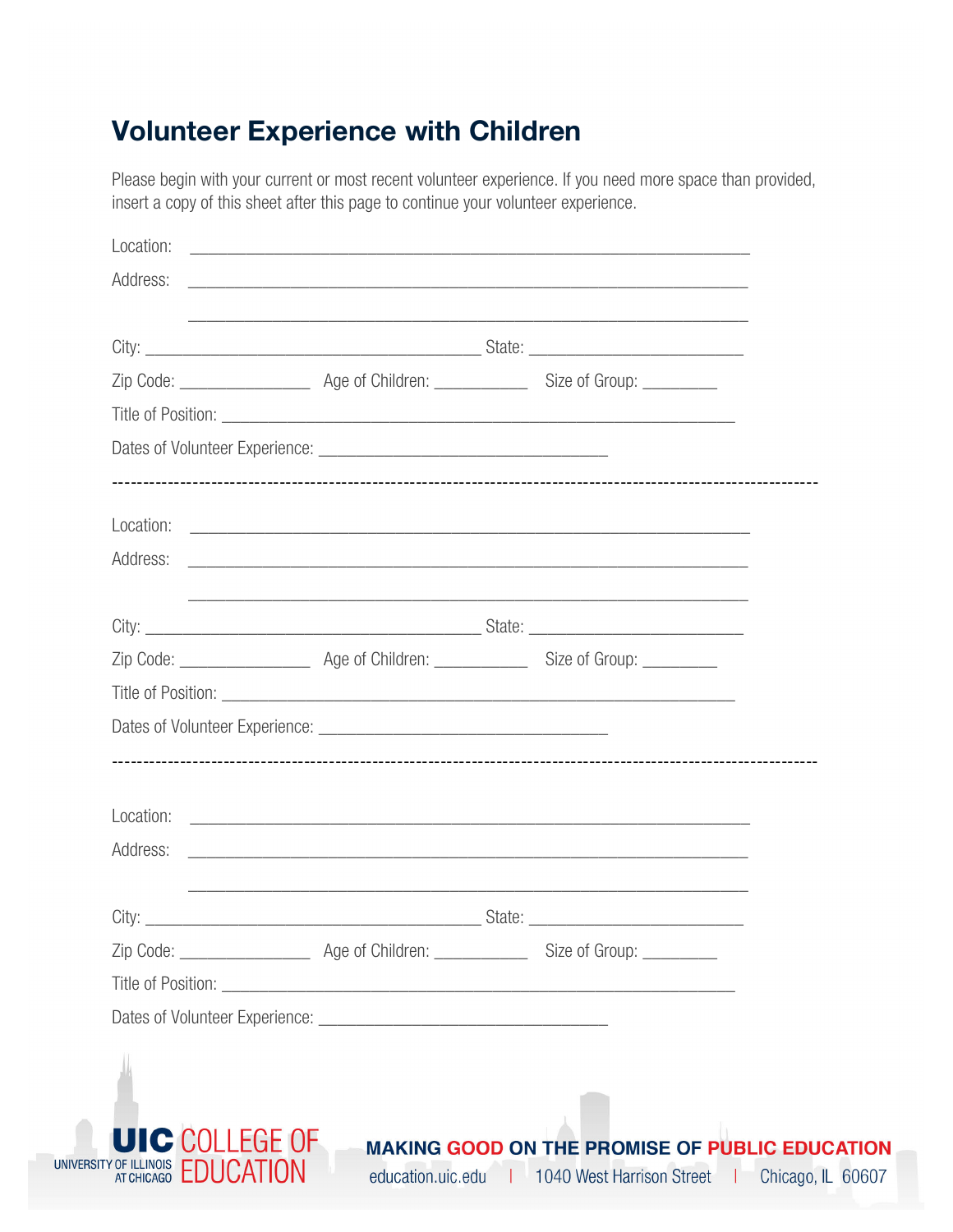# Volunteer Experience with Children

Please begin with your current or most recent volunteer experience. If you need more space than provided, insert a copy of this sheet after this page to continue your volunteer experience.

Location: ____________________________________________________________

Address: ____________________________________________________________

____________________________________________________________

City: _____________________________________ State: _______________________

Zip Code: ______________ Age of Children: __________ Size of Group: ________

Title of Position: ________________________________________________________

Dates of Volunteer Experience: ______________________________

---

Location: ____________________________________________________________

Address: ____________________________________________________________

____________________________________________________________

City: _____________________________________ State: _______________________

Zip Code: ______________ Age of Children: __________ Size of Group: ________

Title of Position: ________________________________________________________

Dates of Volunteer Experience: ______________________________

---

Location: ____________________________________________________________

Address: ____________________________________________________________

____________________________________________________________

City: _____________________________________ State: _______________________

Zip Code: ______________ Age of Children: __________ Size of Group: ________

Title of Position: ________________________________________________________

Dates of Volunteer Experience: ______________________________

UIC COLLEGE OF EDUCATION
UNIVERSITY OF ILLINOIS AT CHICAGO

MAKING GOOD ON THE PROMISE OF PUBLIC EDUCATION

education.uic.edu | 1040 West Harrison Street | Chicago, IL 60607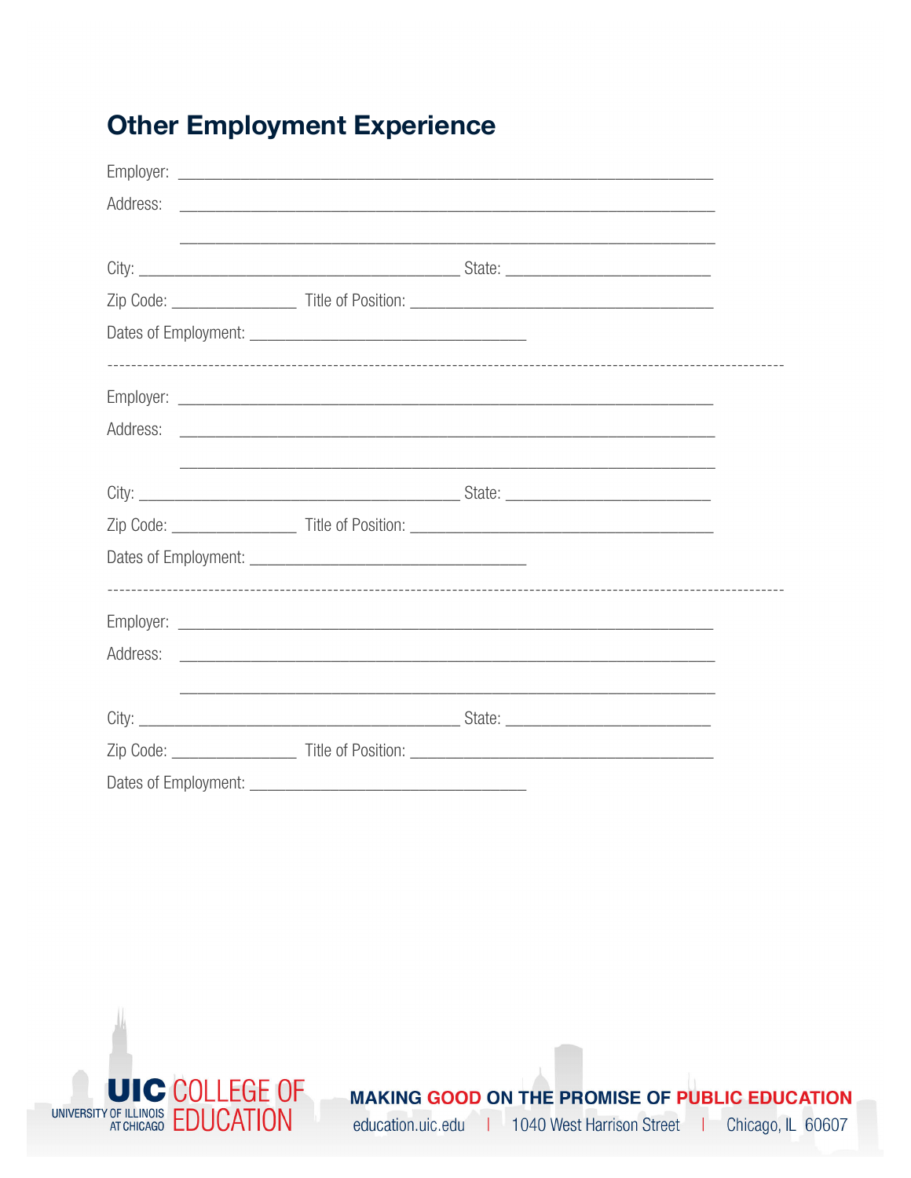## Other Employment Experience

Employer: ____________________________________________________________

Address: ____________________________________________________________

____________________________________________________________

City: _____________________________________ State: _______________________

Zip Code: ______________ Title of Position: ___________________________________

Dates of Employment: ________________________________

---

Employer: ____________________________________________________________

Address: ____________________________________________________________

____________________________________________________________

City: _____________________________________ State: _______________________

Zip Code: ______________ Title of Position: ___________________________________

Dates of Employment: ________________________________

---

Employer: ____________________________________________________________

Address: ____________________________________________________________

____________________________________________________________

City: _____________________________________ State: _______________________

Zip Code: ______________ Title of Position: ___________________________________

Dates of Employment: ________________________________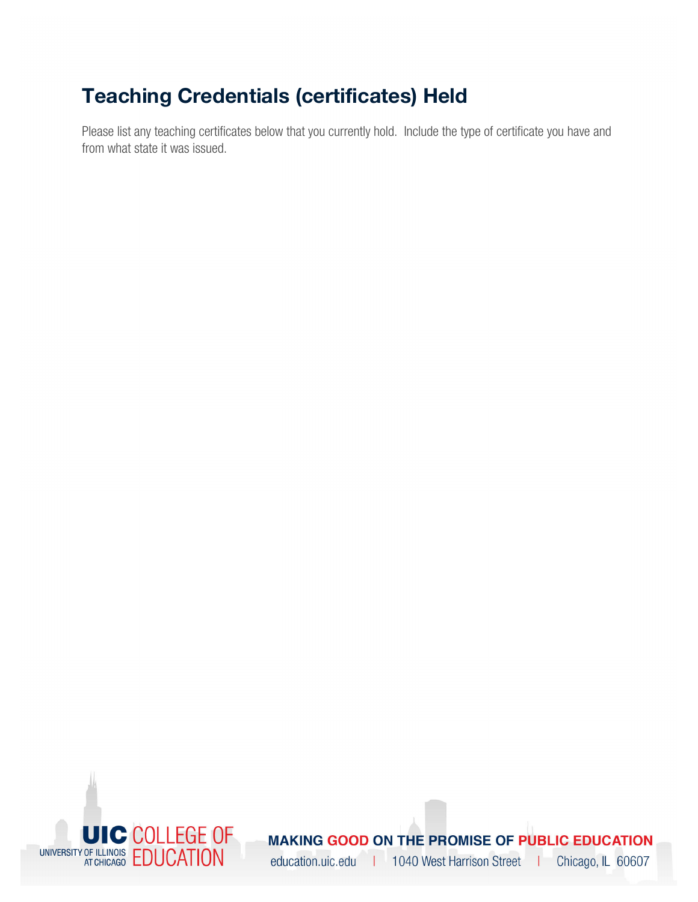## Teaching Credentials (certificates) Held

Please list any teaching certificates below that you currently hold. Include the type of certificate you have and from what state it was issued.